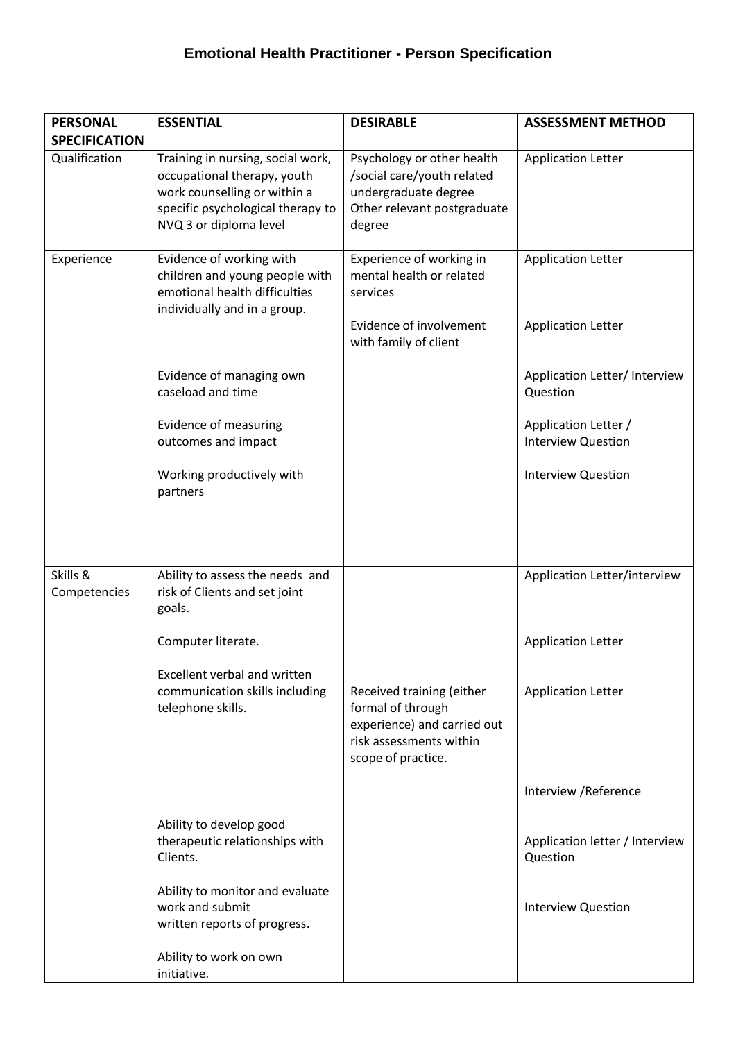# Emotional Health Practitioner - Person Specification

| PERSONAL SPECIFICATION | ESSENTIAL | DESIRABLE | ASSESSMENT METHOD |
|---|---|---|---|
| Qualification | Training in nursing, social work, occupational therapy, youth work counselling or within a specific psychological therapy to NVQ 3 or diploma level | Psychology or other health /social care/youth related undergraduate degree<br>Other relevant postgraduate degree | Application Letter |
| Experience | Evidence of working with children and young people with emotional health difficulties individually and in a group. | Experience of working in mental health or related services | Application Letter |
| | | Evidence of involvement with family of client | Application Letter |
| | Evidence of managing own caseload and time | | Application Letter/ Interview Question |
| | Evidence of measuring outcomes and impact | | Application Letter / Interview Question |
| | Working productively with partners | | Interview Question |
| Skills & Competencies | Ability to assess the needs and risk of Clients and set joint goals. | | Application Letter/interview |
| | Computer literate. | | Application Letter |
| | Excellent verbal and written communication skills including telephone skills. | Received training (either formal of through experience) and carried out risk assessments within scope of practice. | Application Letter |
| | | | Interview /Reference |
| | Ability to develop good therapeutic relationships with Clients. | | Application letter / Interview Question |
| | Ability to monitor and evaluate work and submit written reports of progress. | | Interview Question |
| | Ability to work on own initiative. | | |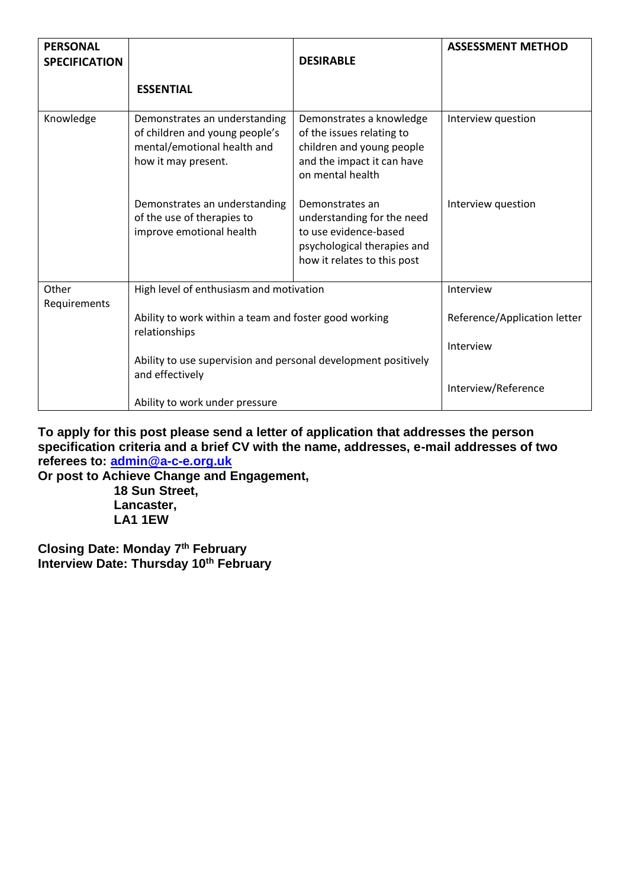| PERSONAL SPECIFICATION | ESSENTIAL | DESIRABLE | ASSESSMENT METHOD |
|---|---|---|---|
| Knowledge | Demonstrates an understanding of children and young people's mental/emotional health and how it may present. | Demonstrates a knowledge of the issues relating to children and young people and the impact it can have on mental health | Interview question |
| | Demonstrates an understanding of the use of therapies to improve emotional health | Demonstrates an understanding for the need to use evidence-based psychological therapies and how it relates to this post | Interview question |
| Other Requirements | High level of enthusiasm and motivation | | Interview |
| | Ability to work within a team and foster good working relationships | | Reference/Application letter |
| | Ability to use supervision and personal development positively and effectively | | Interview |
| | Ability to work under pressure | | Interview/Reference |

**To apply for this post please send a letter of application that addresses the person specification criteria and a brief CV with the name, addresses, e-mail addresses of two referees to: admin@a-c-e.org.uk**

**Or post to Achieve Change and Engagement,**
**18 Sun Street,**
**Lancaster,**
**LA1 1EW**

**Closing Date: Monday 7th February**
**Interview Date: Thursday 10th February**